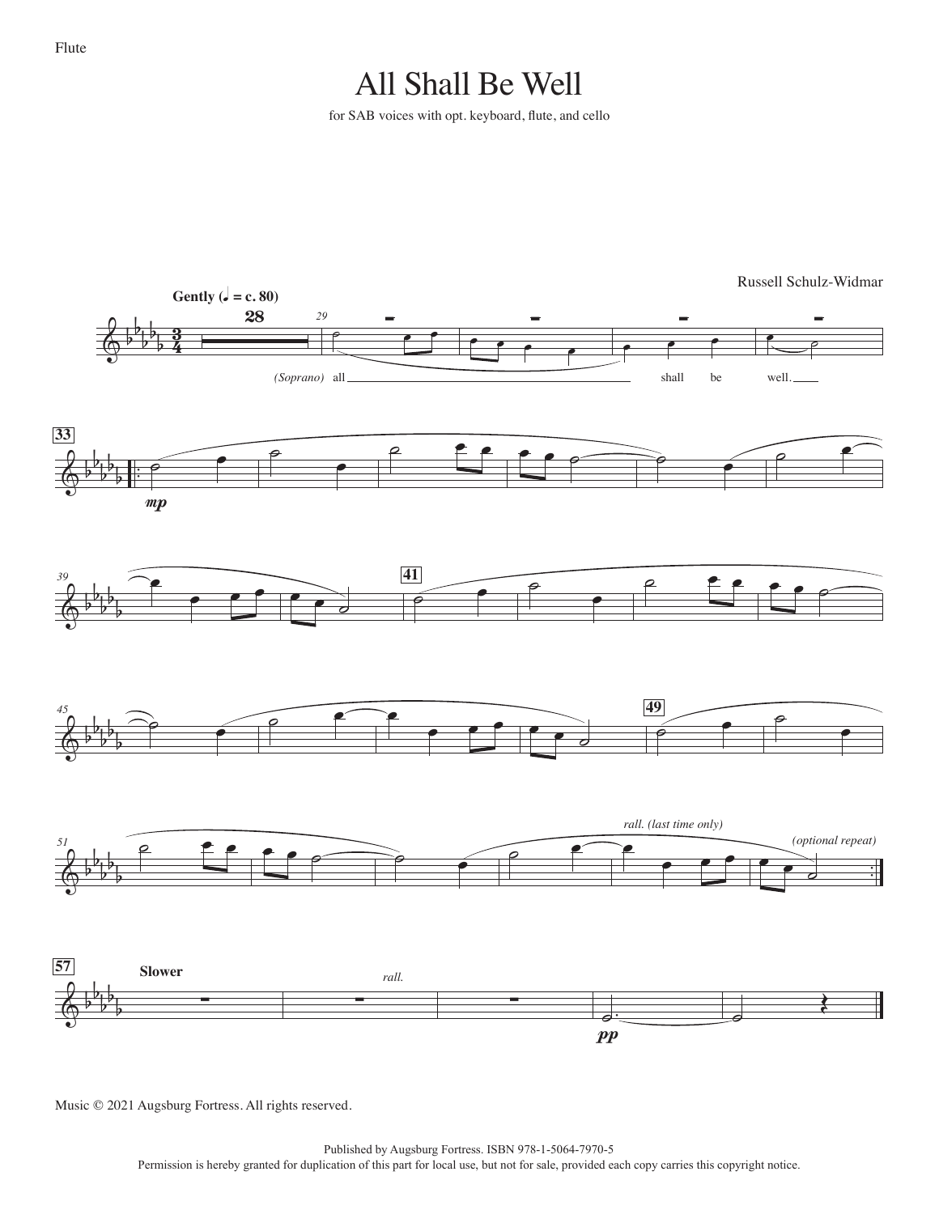# All Shall Be Well

for SAB voices with opt. keyboard, flute, and cello

Russell Schulz-Widmar

Music © 2021 Augsburg Fortress. All rights reserved.

Published by Augsburg Fortress. ISBN 978-1-5064-7970-5

Permission is hereby granted for duplication of this part for local use, but not for sale, provided each copy carries this copyright notice.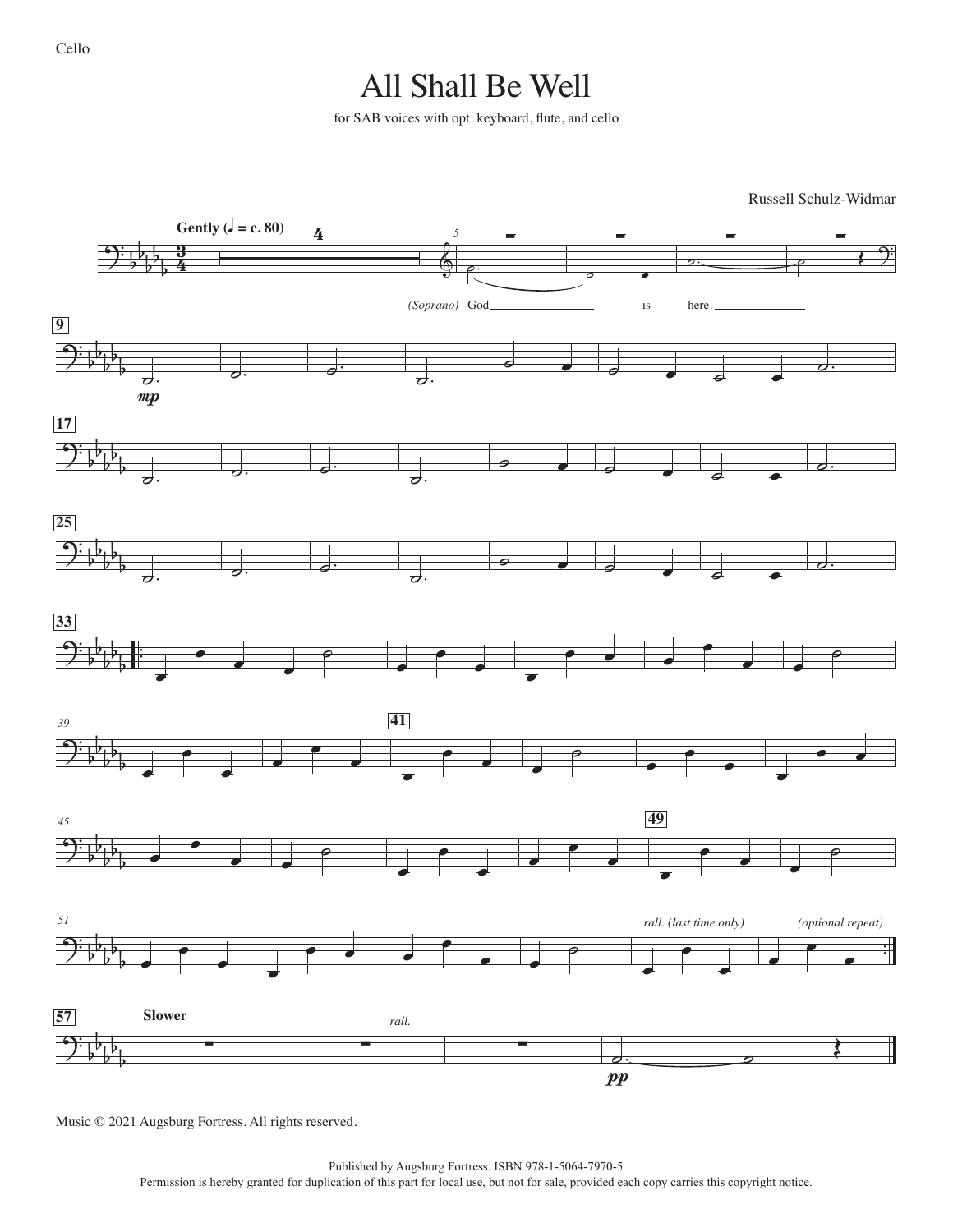Cello

# All Shall Be Well

for SAB voices with opt. keyboard, flute, and cello

Russell Schulz-Widmar

Music © 2021 Augsburg Fortress. All rights reserved.

Published by Augsburg Fortress. ISBN 978-1-5064-7970-5
Permission is hereby granted for duplication of this part for local use, but not for sale, provided each copy carries this copyright notice.